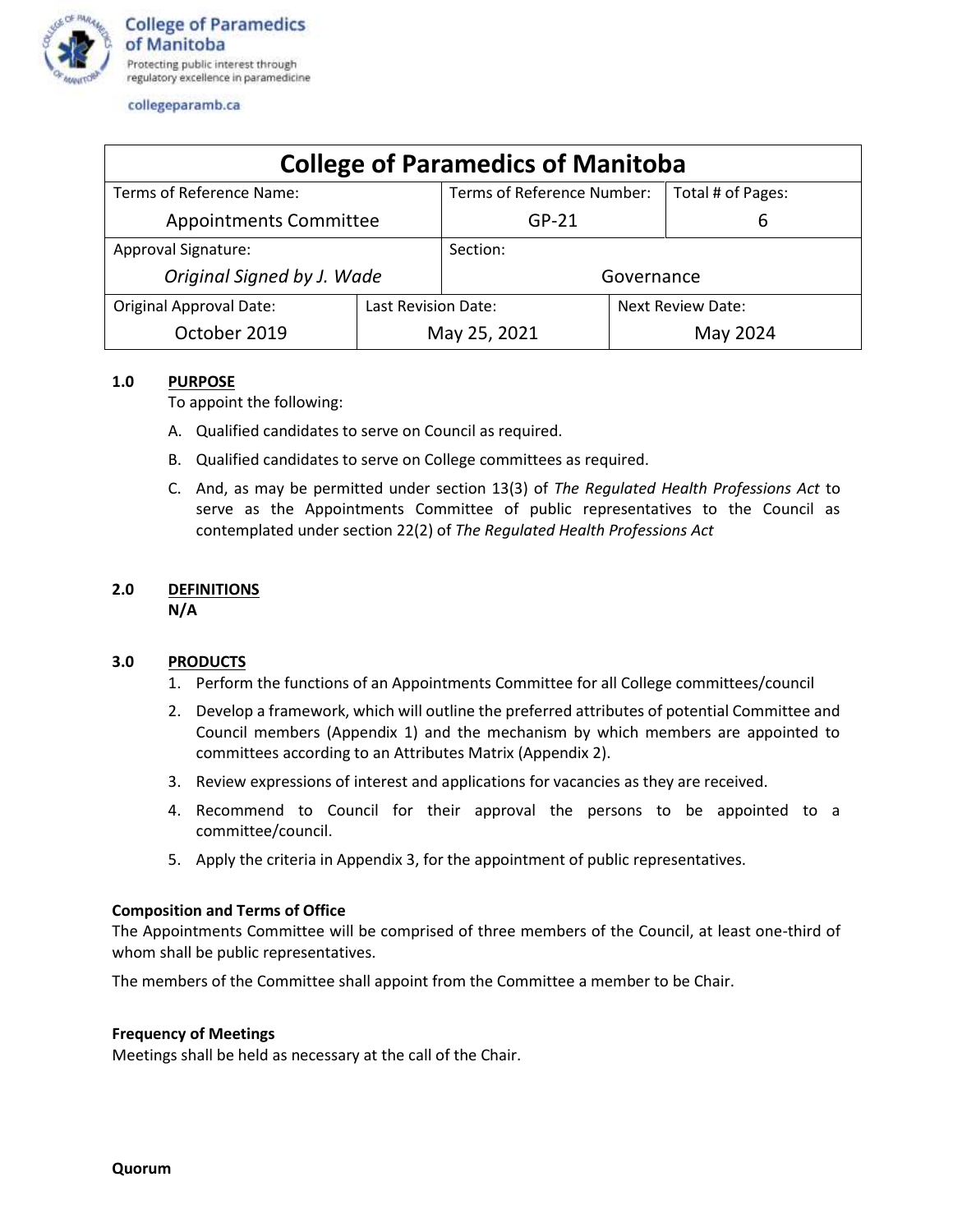College of Paramedics of Manitoba
Protecting public interest through regulatory excellence in paramedicine

collegeparamb.ca

# College of Paramedics of Manitoba

| Terms of Reference Name: | | Terms of Reference Number: | Total # of Pages: |
|---|---|---|---|
| Appointments Committee | | GP-21 | 6 |
| Approval Signature: | | Section: | |
| *Original Signed by J. Wade* | | Governance | |
| Original Approval Date: | Last Revision Date: | Next Review Date: | |
| October 2019 | May 25, 2021 | May 2024 | |

## 1.0 PURPOSE

To appoint the following:

A. Qualified candidates to serve on Council as required.

B. Qualified candidates to serve on College committees as required.

C. And, as may be permitted under section 13(3) of *The Regulated Health Professions Act* to serve as the Appointments Committee of public representatives to the Council as contemplated under section 22(2) of *The Regulated Health Professions Act*

## 2.0 DEFINITIONS

**N/A**

## 3.0 PRODUCTS

1. Perform the functions of an Appointments Committee for all College committees/council
2. Develop a framework, which will outline the preferred attributes of potential Committee and Council members (Appendix 1) and the mechanism by which members are appointed to committees according to an Attributes Matrix (Appendix 2).
3. Review expressions of interest and applications for vacancies as they are received.
4. Recommend to Council for their approval the persons to be appointed to a committee/council.
5. Apply the criteria in Appendix 3, for the appointment of public representatives.

**Composition and Terms of Office**

The Appointments Committee will be comprised of three members of the Council, at least one-third of whom shall be public representatives.

The members of the Committee shall appoint from the Committee a member to be Chair.

**Frequency of Meetings**

Meetings shall be held as necessary at the call of the Chair.

**Quorum**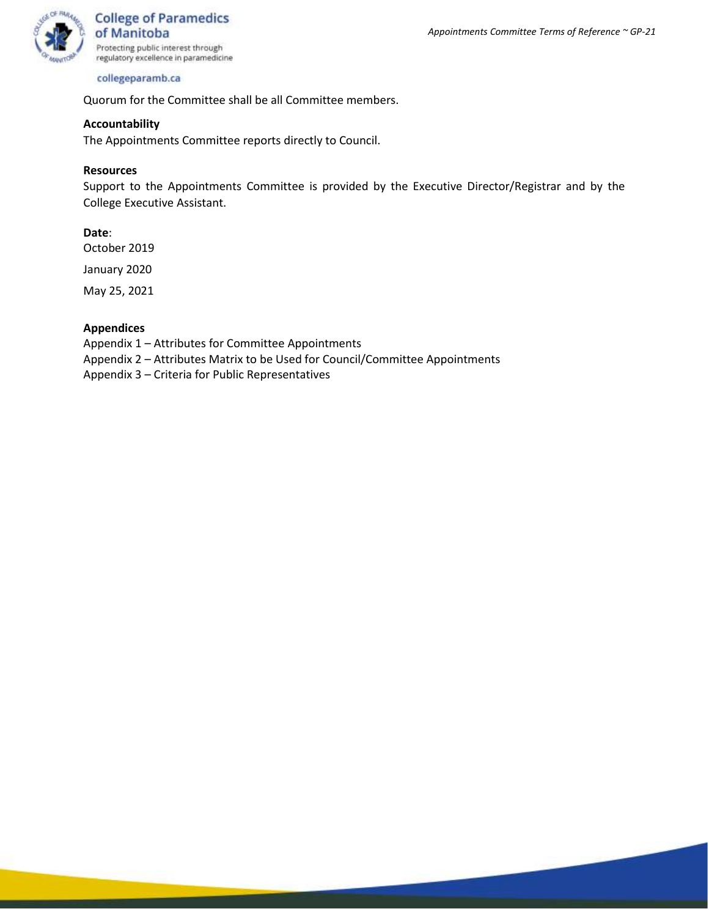Quorum for the Committee shall be all Committee members.

**Accountability**

The Appointments Committee reports directly to Council.

**Resources**

Support to the Appointments Committee is provided by the Executive Director/Registrar and by the College Executive Assistant.

**Date**:

October 2019

January 2020

May 25, 2021

**Appendices**

Appendix 1 – Attributes for Committee Appointments
Appendix 2 – Attributes Matrix to be Used for Council/Committee Appointments
Appendix 3 – Criteria for Public Representatives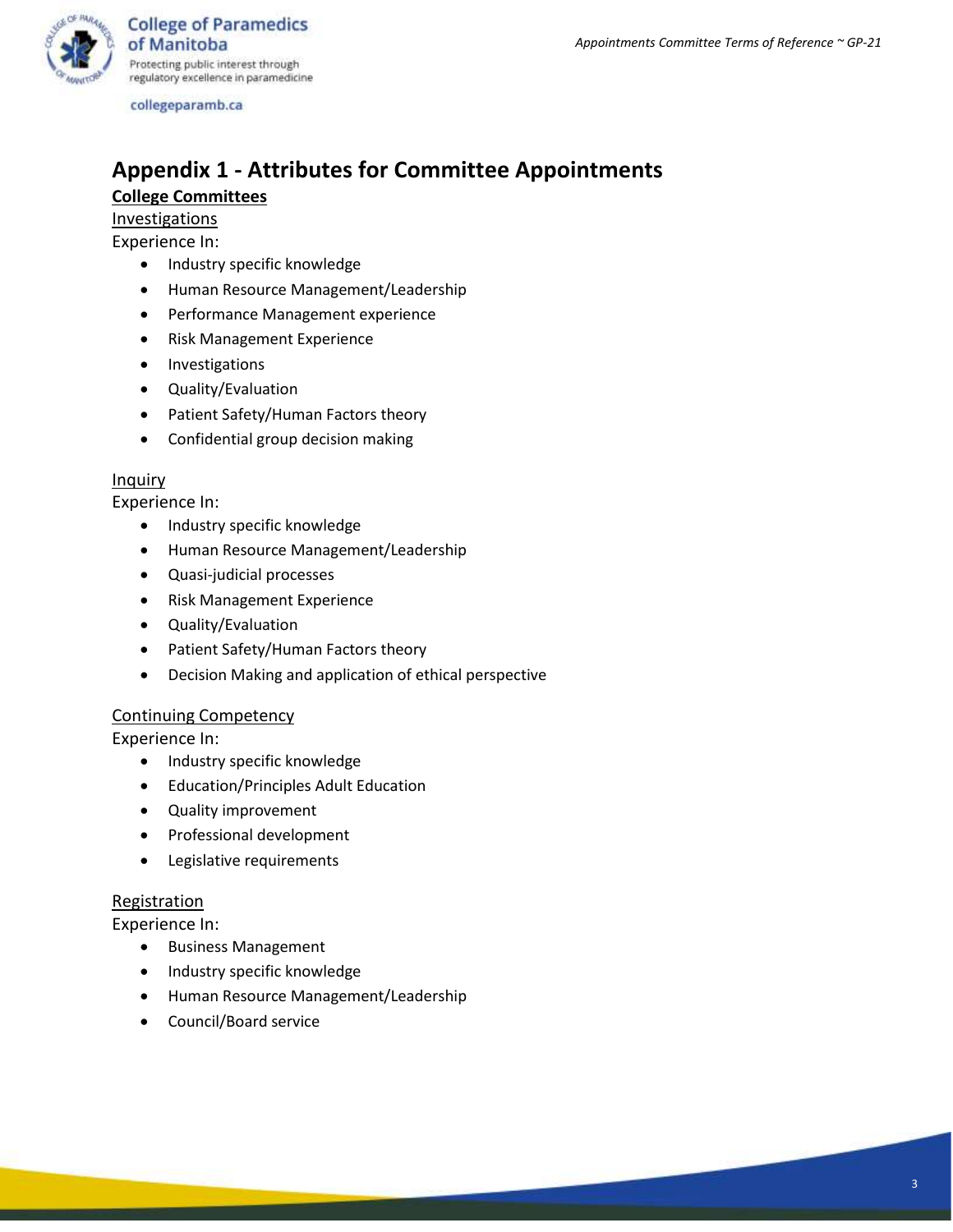# Appendix 1 - Attributes for Committee Appointments

## College Committees

### Investigations

Experience In:

- Industry specific knowledge
- Human Resource Management/Leadership
- Performance Management experience
- Risk Management Experience
- Investigations
- Quality/Evaluation
- Patient Safety/Human Factors theory
- Confidential group decision making

### Inquiry

Experience In:

- Industry specific knowledge
- Human Resource Management/Leadership
- Quasi-judicial processes
- Risk Management Experience
- Quality/Evaluation
- Patient Safety/Human Factors theory
- Decision Making and application of ethical perspective

### Continuing Competency

Experience In:

- Industry specific knowledge
- Education/Principles Adult Education
- Quality improvement
- Professional development
- Legislative requirements

### Registration

Experience In:

- Business Management
- Industry specific knowledge
- Human Resource Management/Leadership
- Council/Board service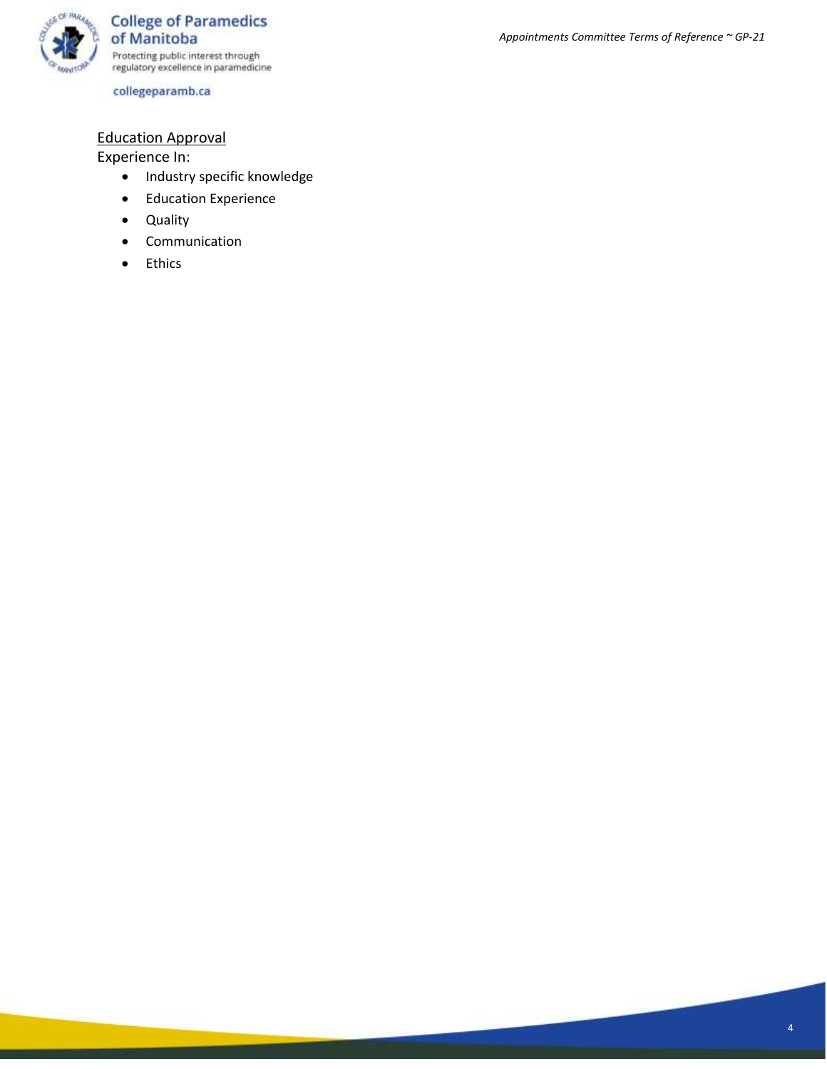<u>Education Approval</u>

Experience In:

- Industry specific knowledge
- Education Experience
- Quality
- Communication
- Ethics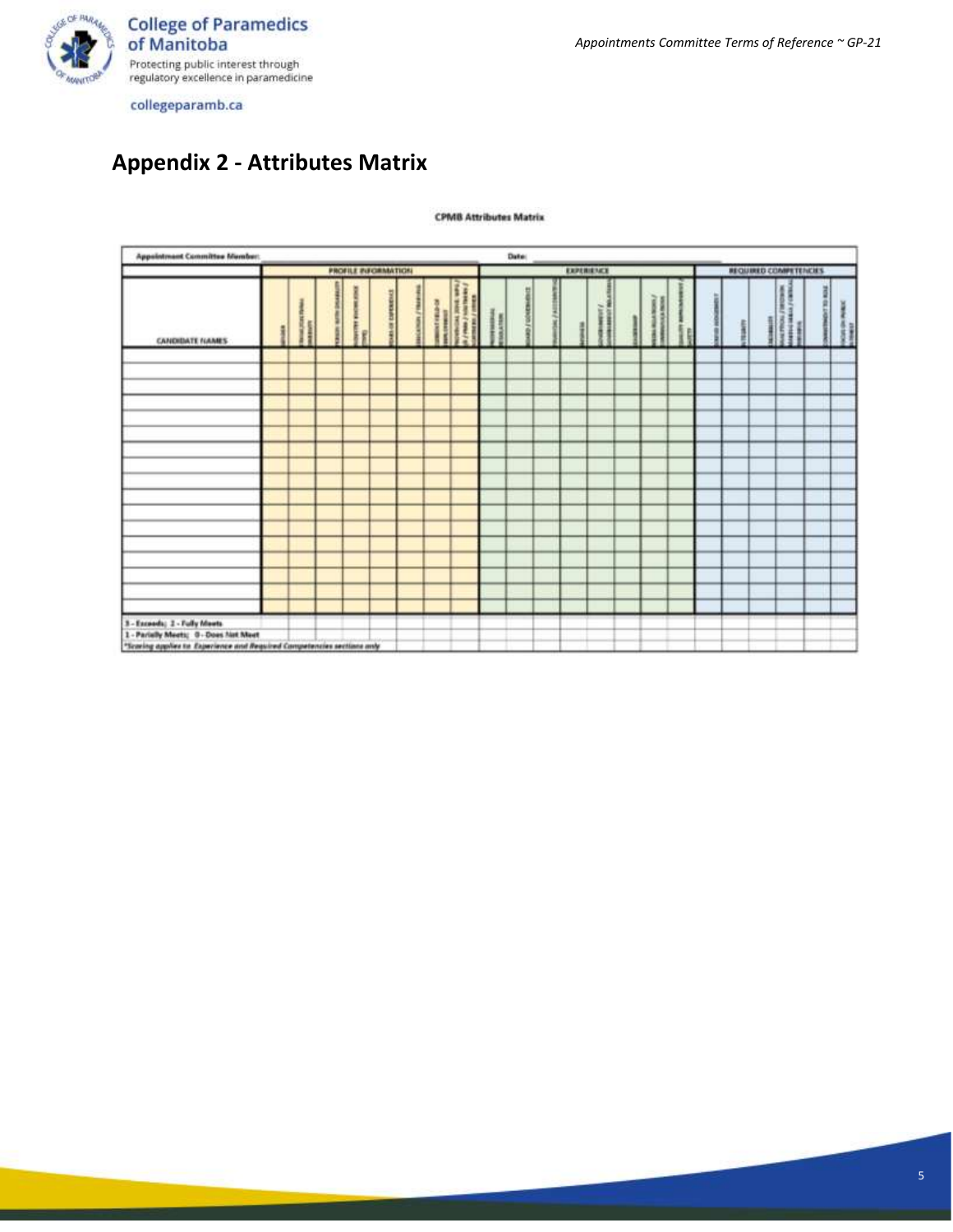## Appendix 2 - Attributes Matrix

**CPMB Attributes Matrix**

| Appointment Committee Member: | | | | | | | | | | | | Date: | | | | | | | | | | | |
|---|---|---|---|---|---|---|---|---|---|---|---|---|---|---|---|---|---|---|---|---|---|---|---|
| | PROFILE INFORMATION | | | | | | | | EXPERIENCE | | | | | | | | REQUIRED COMPETENCIES | | | | | | |
| CANDIDATE NAMES | GENDER | TRUTH/CULTURAL DIVERSITY | PERSON WITH DISABILITY | INDUSTRY KNOWLEDGE (YES) | YEARS OF EXPERIENCE | EDUCATION / TRAINING | CURRENT FIELD OF EMPLOYMENT | PROVINCIAL ZONE: WPG / IE / PMH / SOUTHERN / NORTHERN / OTHER | PROFESSIONAL REGULATION | BOARD / GOVERNANCE | FINANCIAL / ACCOUNTING | BUSINESS | GOVERNMENT / GOVERNMENT RELATIONS | LEADERSHIP | MEDIA RELATIONS / COMMUNICATIONS | QUALITY IMPROVEMENT / SAFETY | SOUND JUDGEMENT | INTEGRITY | DECISIVE ANALYTICAL / DECISION MAKING SKILLS / CRITICAL THINKING | COMMITMENT TO ROLE | FOCUS ON PUBLIC INTEREST |
| | | | | | | | | | | | | | | | | | | | | | |
| | | | | | | | | | | | | | | | | | | | | | |
| | | | | | | | | | | | | | | | | | | | | | |
| | | | | | | | | | | | | | | | | | | | | | |
| | | | | | | | | | | | | | | | | | | | | | |
| | | | | | | | | | | | | | | | | | | | | | |
| | | | | | | | | | | | | | | | | | | | | | |
| | | | | | | | | | | | | | | | | | | | | | |
| | | | | | | | | | | | | | | | | | | | | | |
| | | | | | | | | | | | | | | | | | | | | | |
| | | | | | | | | | | | | | | | | | | | | | |
| | | | | | | | | | | | | | | | | | | | | | |
| | | | | | | | | | | | | | | | | | | | | | |
| | | | | | | | | | | | | | | | | | | | | | |
| | | | | | | | | | | | | | | | | | | | | | |
| | | | | | | | | | | | | | | | | | | | | | |
| | | | | | | | | | | | | | | | | | | | | | |

3 - Exceeds; 2 - Fully Meets
1 - Partially Meets; 0 - Does Not Meet
*Scoring applies to Experience and Required Competencies sections only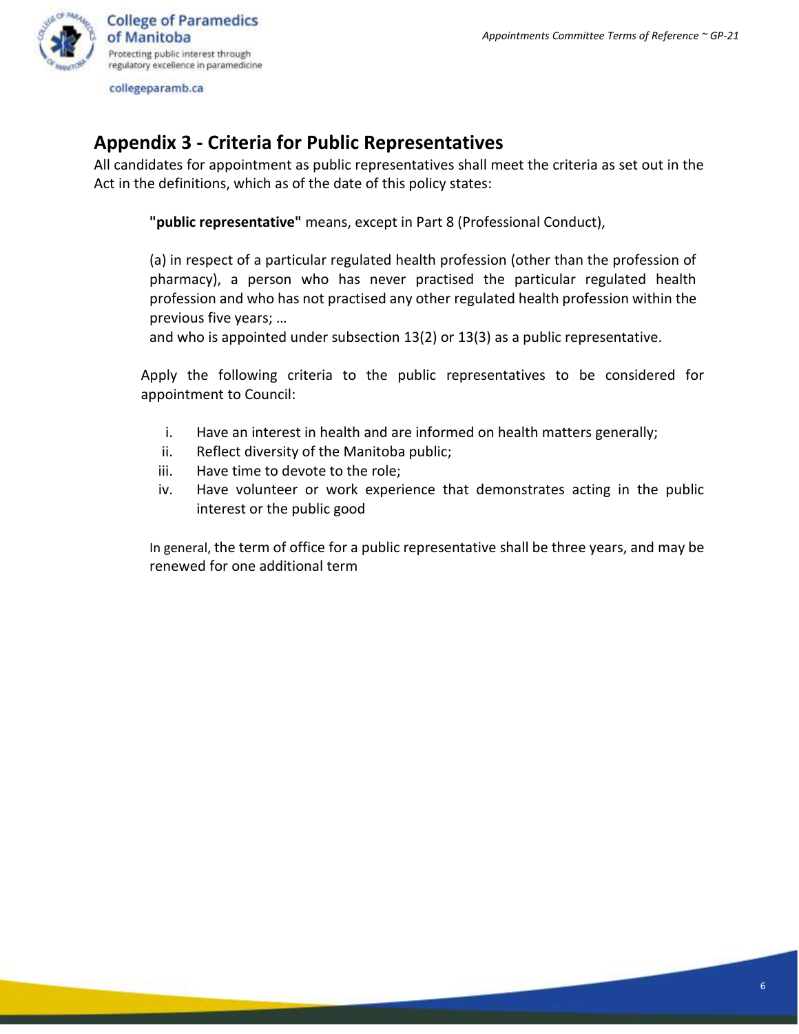## Appendix 3 - Criteria for Public Representatives

All candidates for appointment as public representatives shall meet the criteria as set out in the Act in the definitions, which as of the date of this policy states:

> **"public representative"** means, except in Part 8 (Professional Conduct),
>
> (a) in respect of a particular regulated health profession (other than the profession of pharmacy), a person who has never practised the particular regulated health profession and who has not practised any other regulated health profession within the previous five years; …
>
> and who is appointed under subsection 13(2) or 13(3) as a public representative.

Apply the following criteria to the public representatives to be considered for appointment to Council:

i. Have an interest in health and are informed on health matters generally;
ii. Reflect diversity of the Manitoba public;
iii. Have time to devote to the role;
iv. Have volunteer or work experience that demonstrates acting in the public interest or the public good

In general, the term of office for a public representative shall be three years, and may be renewed for one additional term